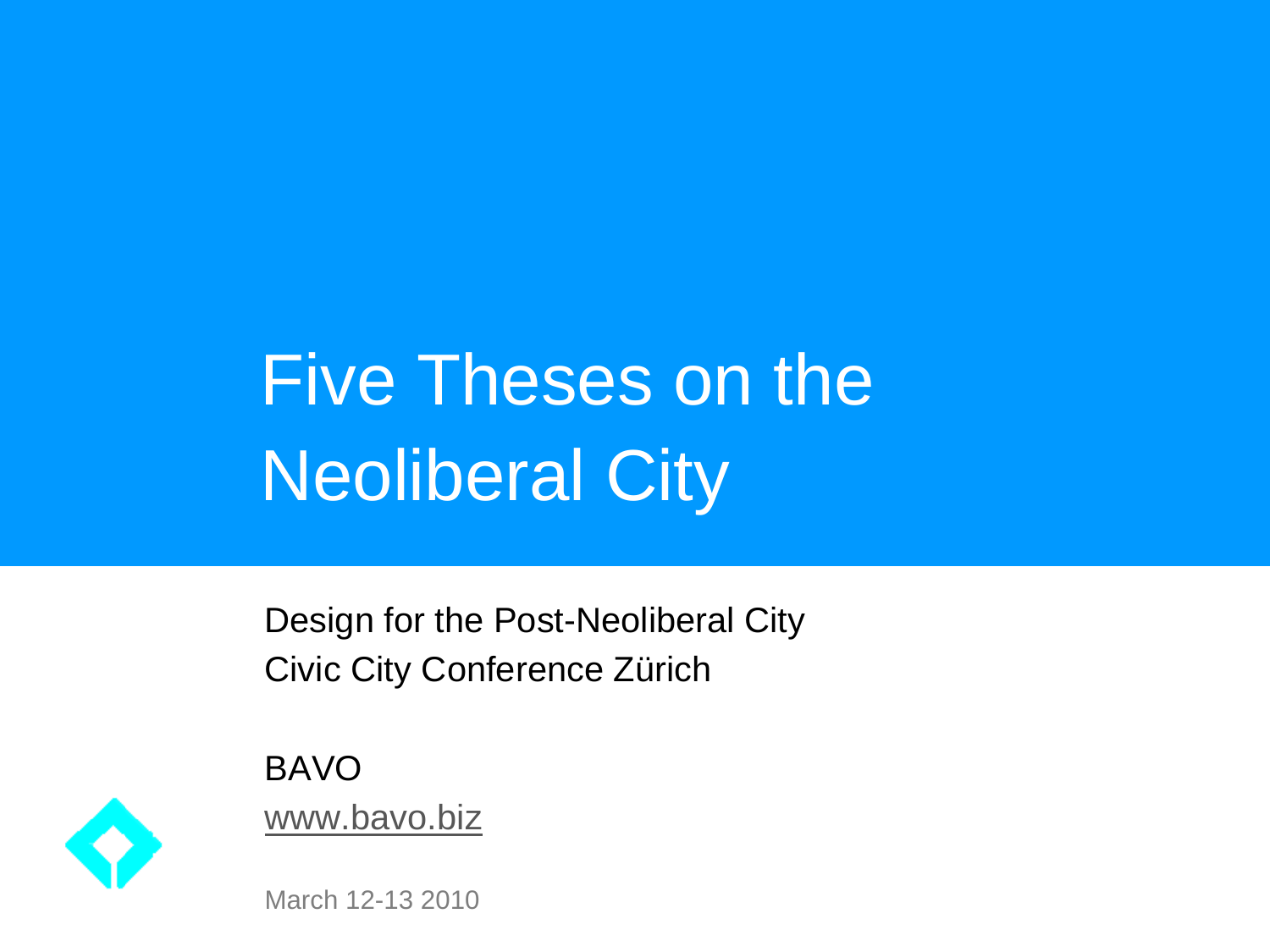# Five Theses on the Neoliberal City

Design for the Post-Neoliberal City
Civic City Conference Zürich

BAVO
www.bavo.biz

March 12-13 2010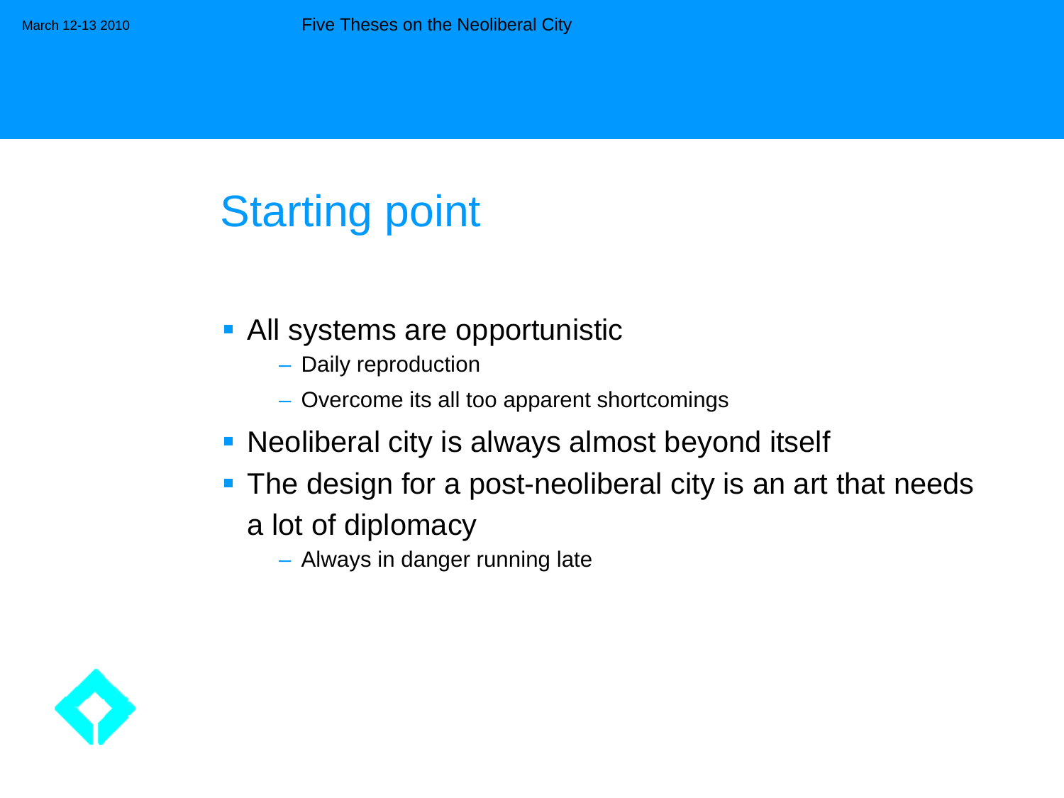# Starting point

- All systems are opportunistic
  - Daily reproduction
  - Overcome its all too apparent shortcomings
- Neoliberal city is always almost beyond itself
- The design for a post-neoliberal city is an art that needs a lot of diplomacy
  - Always in danger running late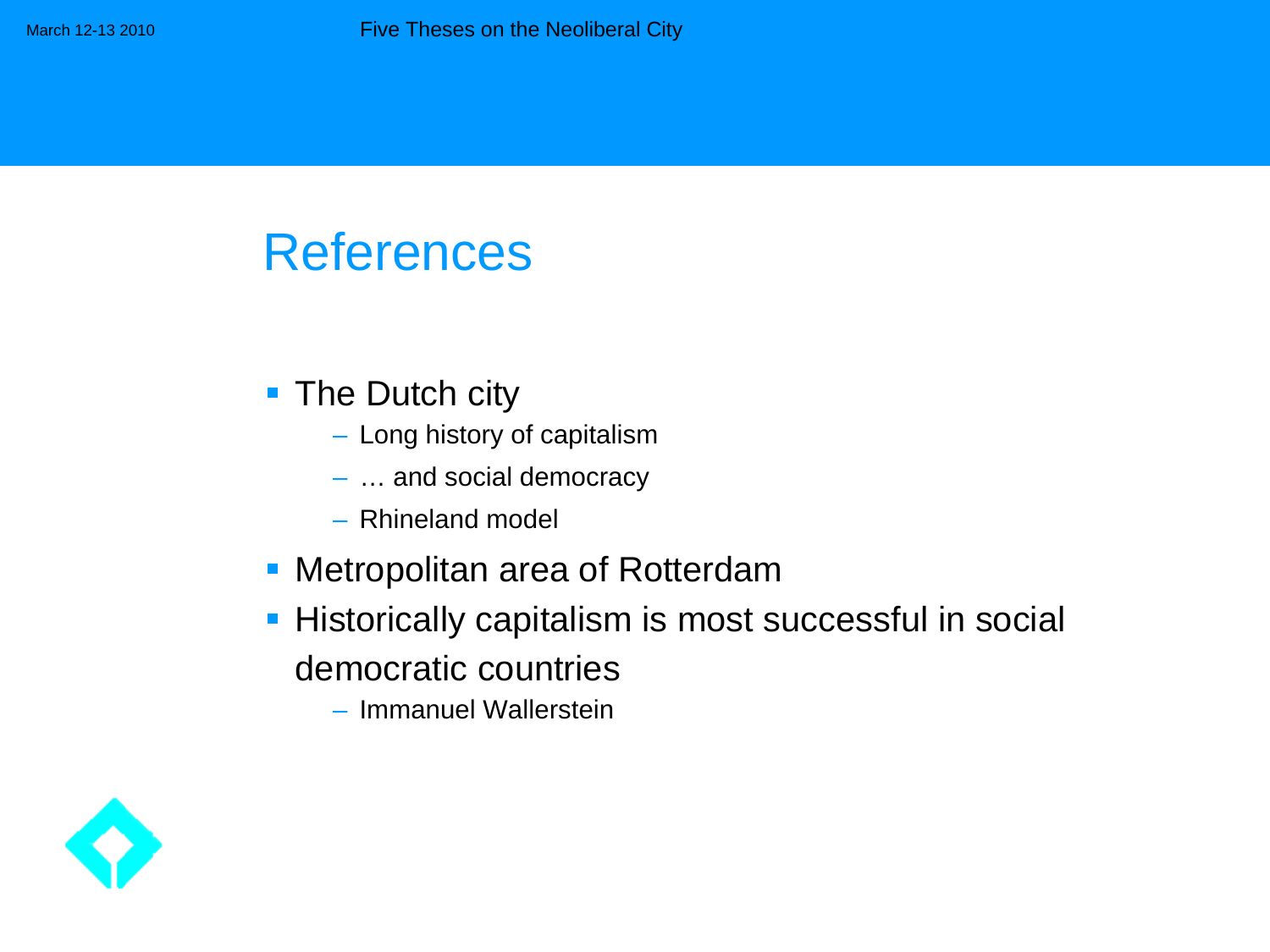# References

- The Dutch city
  - Long history of capitalism
  - … and social democracy
  - Rhineland model
- Metropolitan area of Rotterdam
- Historically capitalism is most successful in social democratic countries
  - Immanuel Wallerstein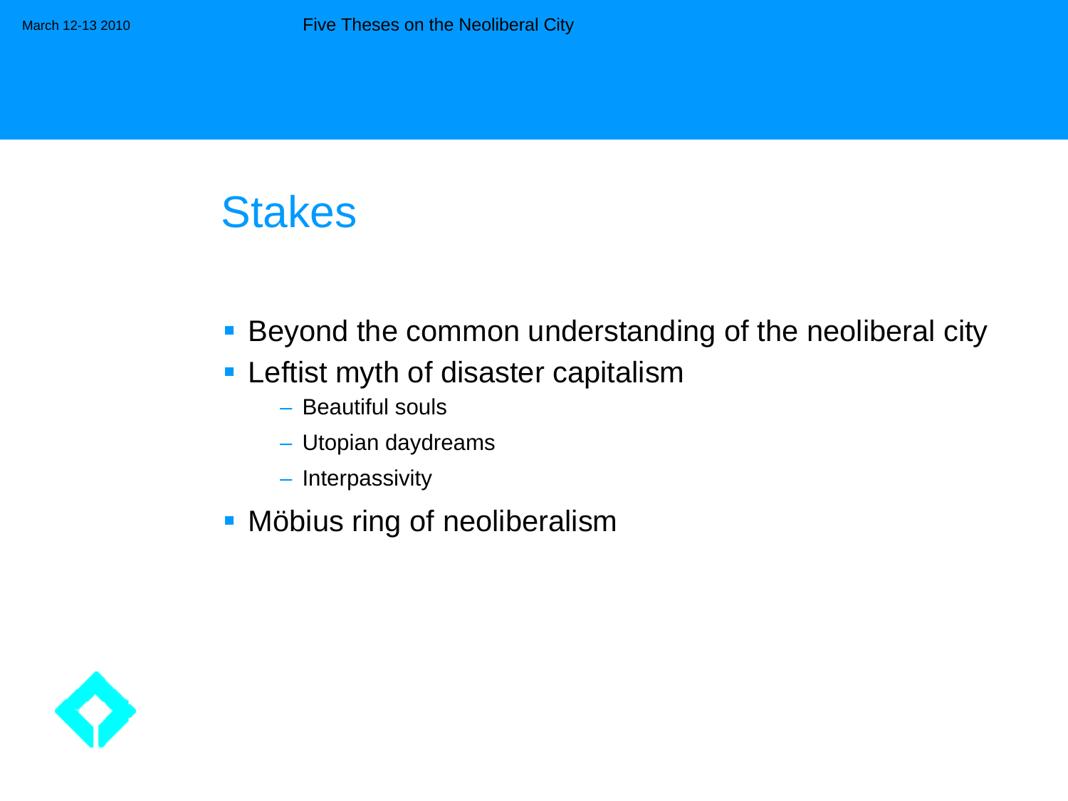## Stakes

- Beyond the common understanding of the neoliberal city
- Leftist myth of disaster capitalism
  - Beautiful souls
  - Utopian daydreams
  - Interpassivity
- Möbius ring of neoliberalism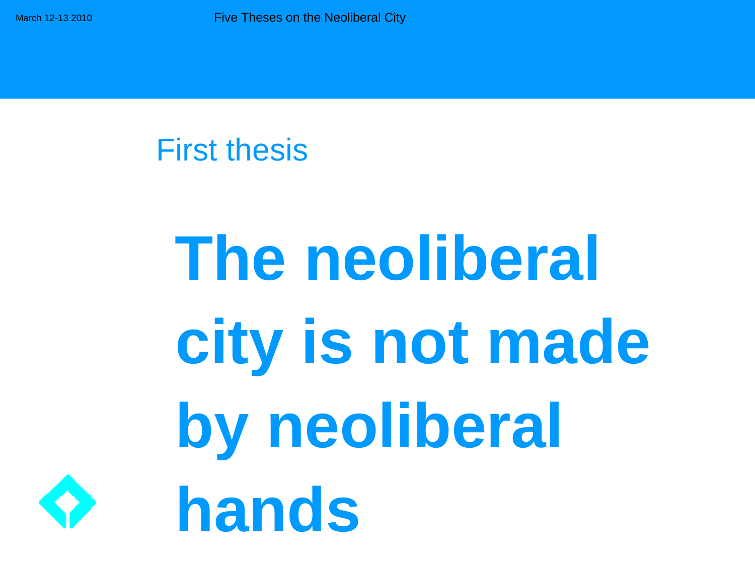## First thesis

# The neoliberal city is not made by neoliberal hands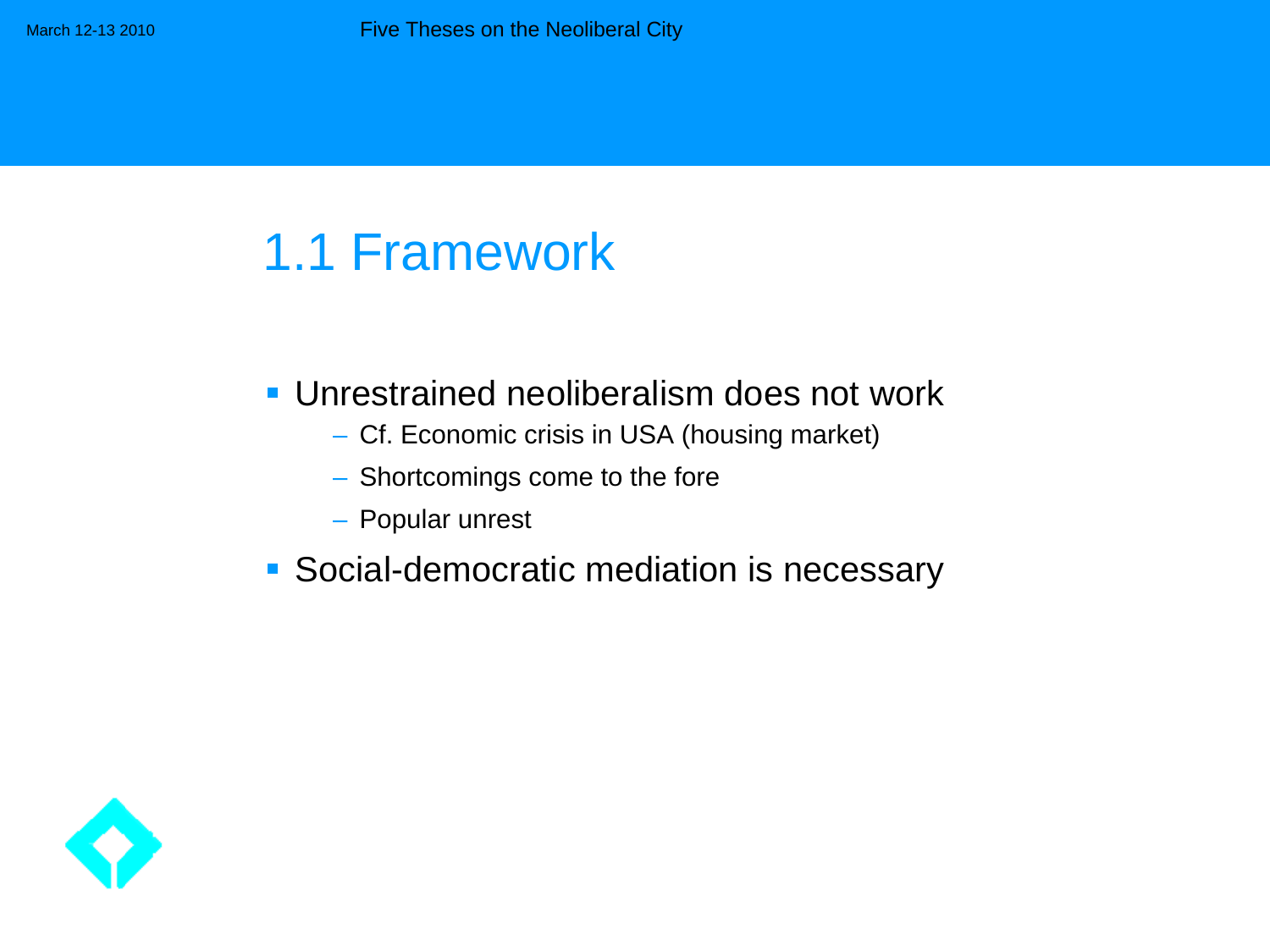## 1.1 Framework

- Unrestrained neoliberalism does not work
  - Cf. Economic crisis in USA (housing market)
  - Shortcomings come to the fore
  - Popular unrest
- Social-democratic mediation is necessary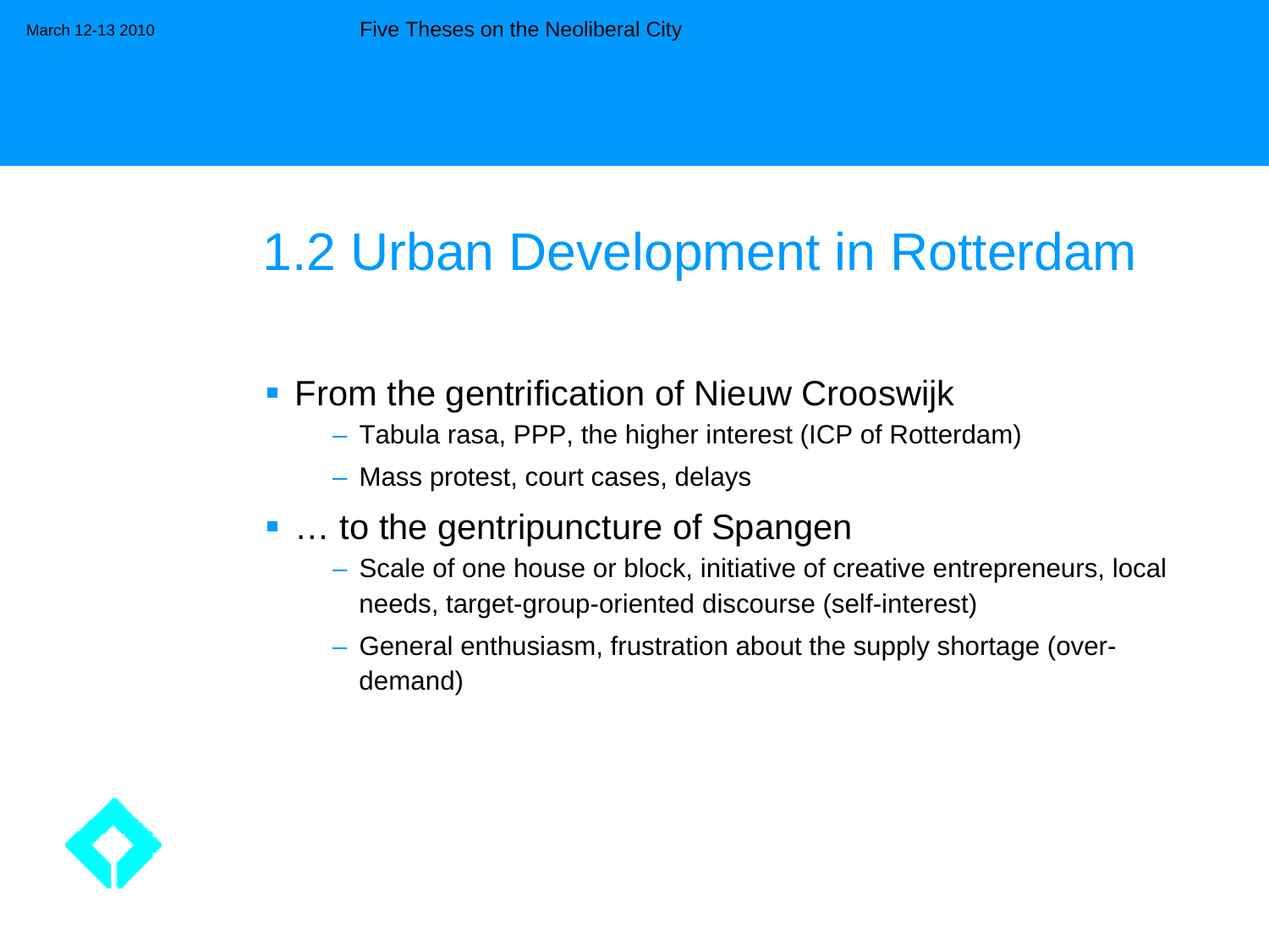# 1.2 Urban Development in Rotterdam

- From the gentrification of Nieuw Crooswijk
  - Tabula rasa, PPP, the higher interest (ICP of Rotterdam)
  - Mass protest, court cases, delays
- … to the gentripuncture of Spangen
  - Scale of one house or block, initiative of creative entrepreneurs, local needs, target-group-oriented discourse (self-interest)
  - General enthusiasm, frustration about the supply shortage (over-demand)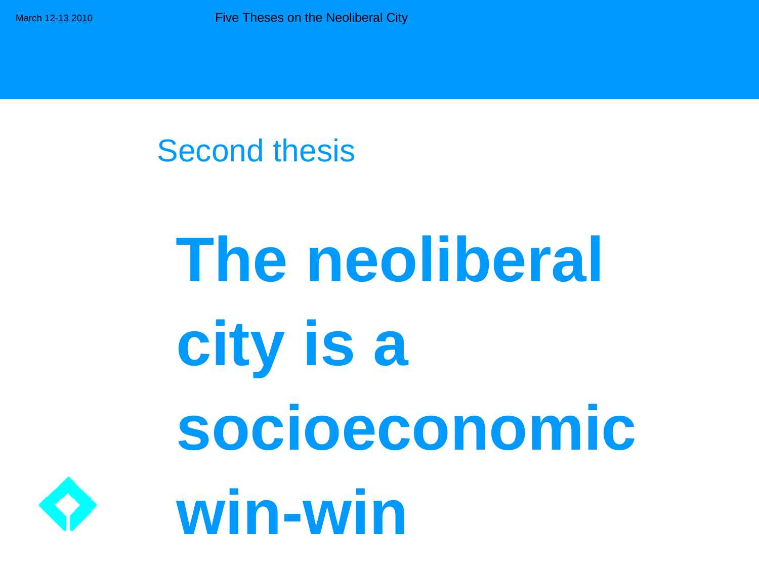## Second thesis

# The neoliberal city is a socioeconomic win-win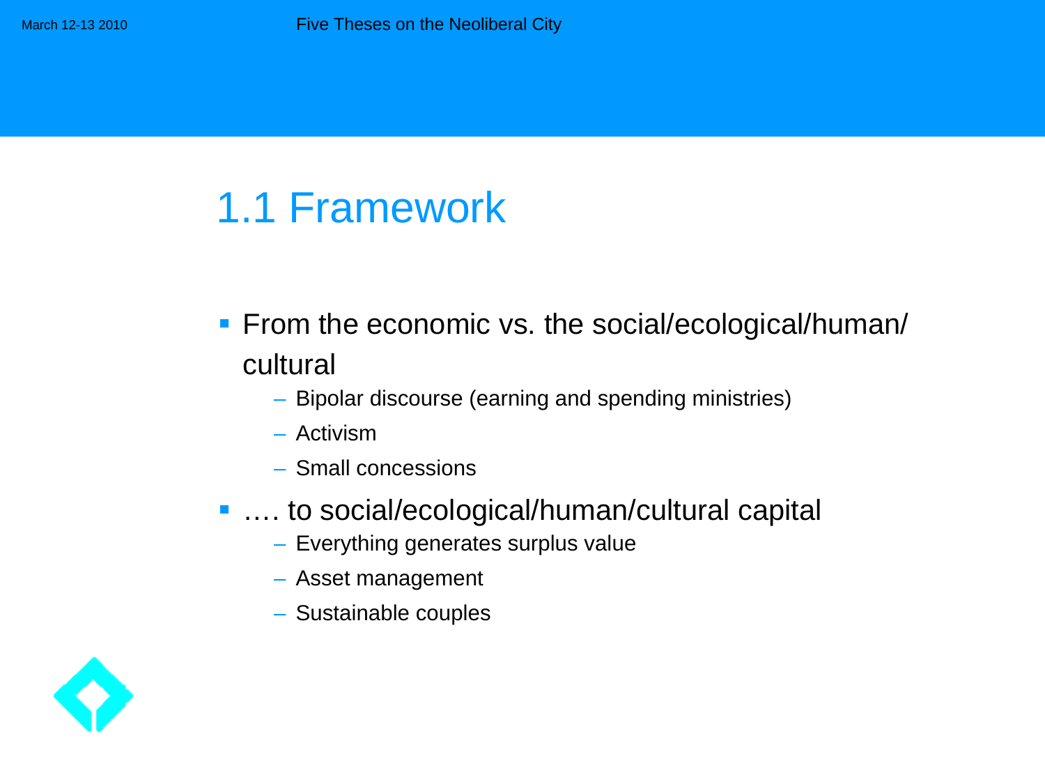## 1.1 Framework

- From the economic vs. the social/ecological/human/cultural
  - Bipolar discourse (earning and spending ministries)
  - Activism
  - Small concessions
- …. to social/ecological/human/cultural capital
  - Everything generates surplus value
  - Asset management
  - Sustainable couples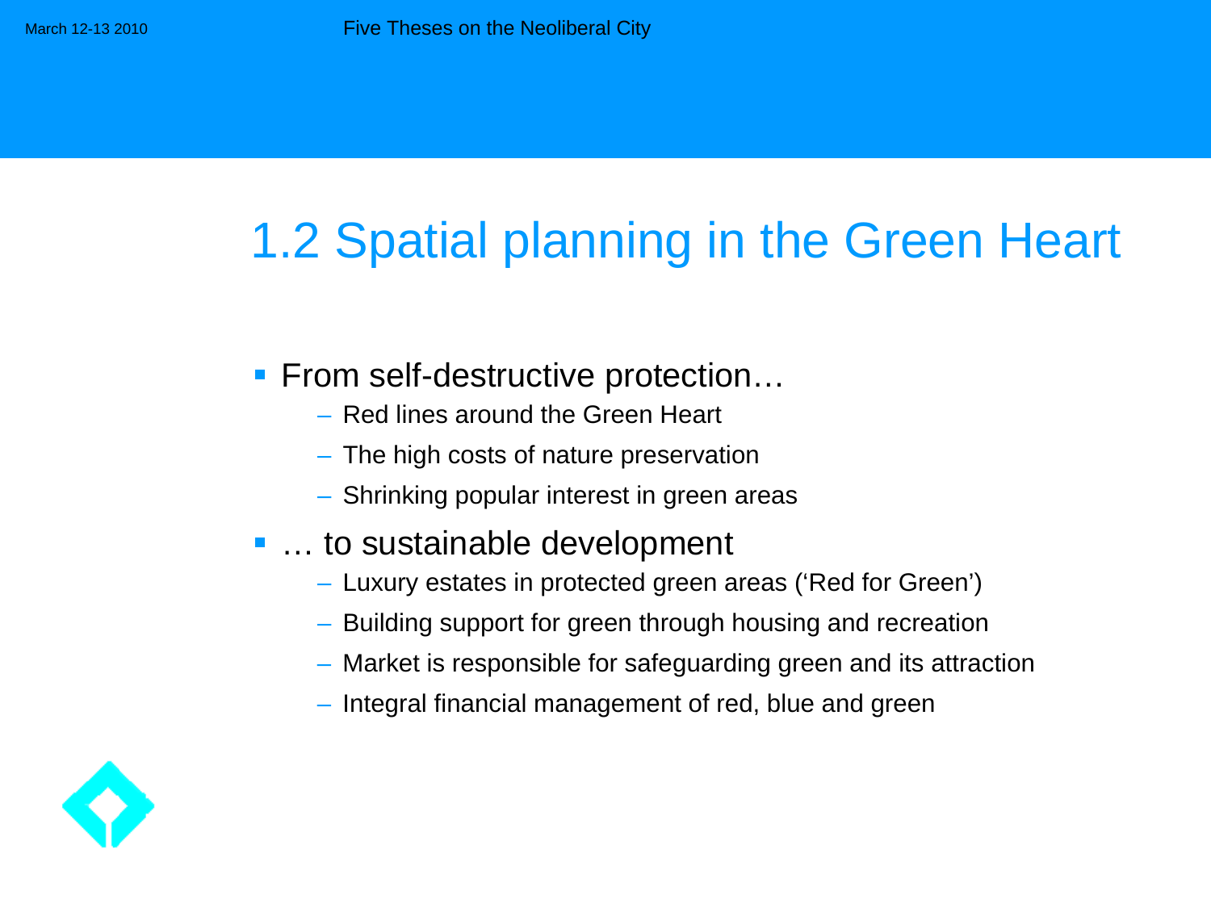## 1.2 Spatial planning in the Green Heart

- From self-destructive protection…
  - Red lines around the Green Heart
  - The high costs of nature preservation
  - Shrinking popular interest in green areas
- … to sustainable development
  - Luxury estates in protected green areas (‘Red for Green’)
  - Building support for green through housing and recreation
  - Market is responsible for safeguarding green and its attraction
  - Integral financial management of red, blue and green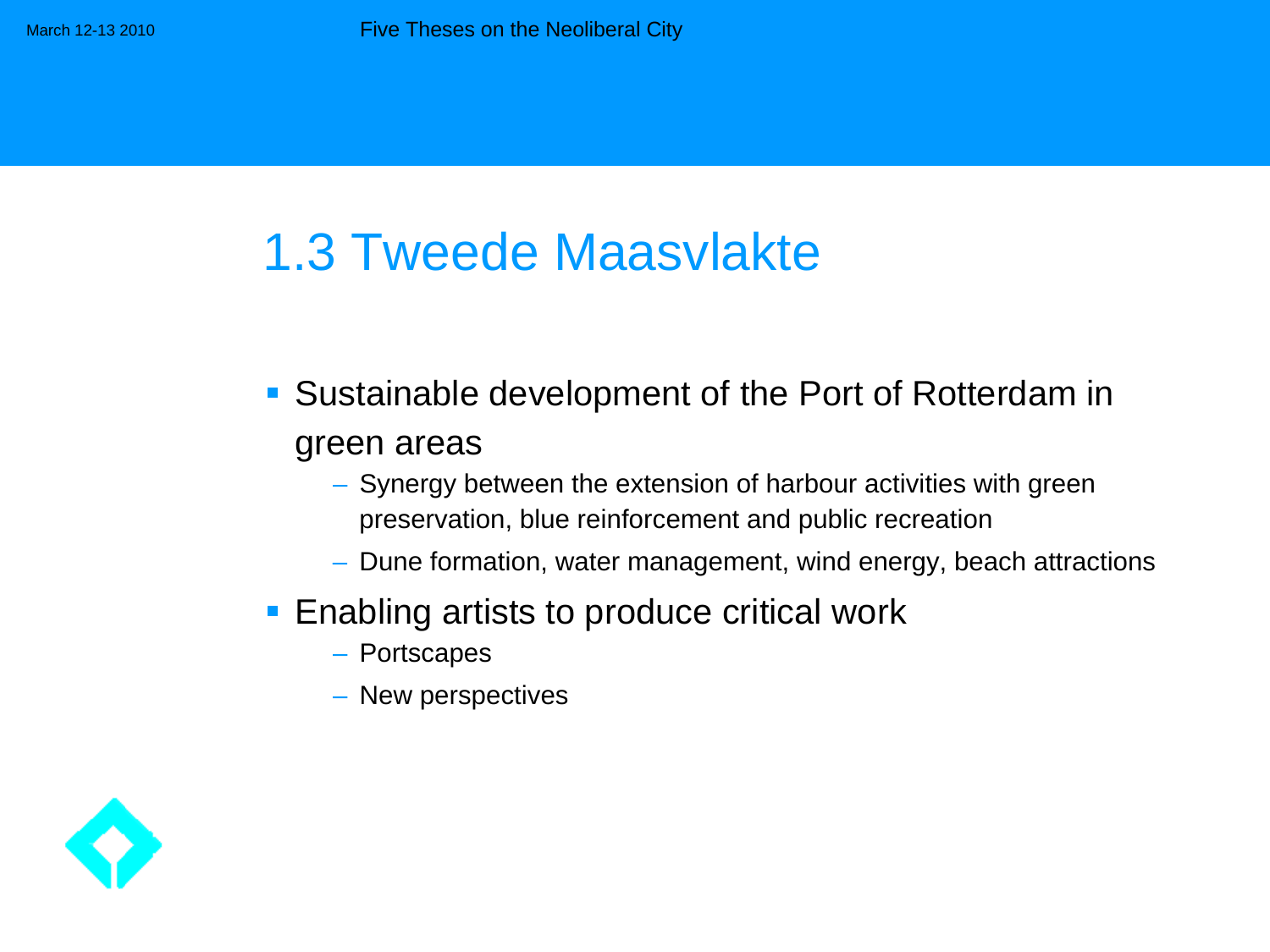## 1.3 Tweede Maasvlakte

- Sustainable development of the Port of Rotterdam in green areas
  - Synergy between the extension of harbour activities with green preservation, blue reinforcement and public recreation
  - Dune formation, water management, wind energy, beach attractions
- Enabling artists to produce critical work
  - Portscapes
  - New perspectives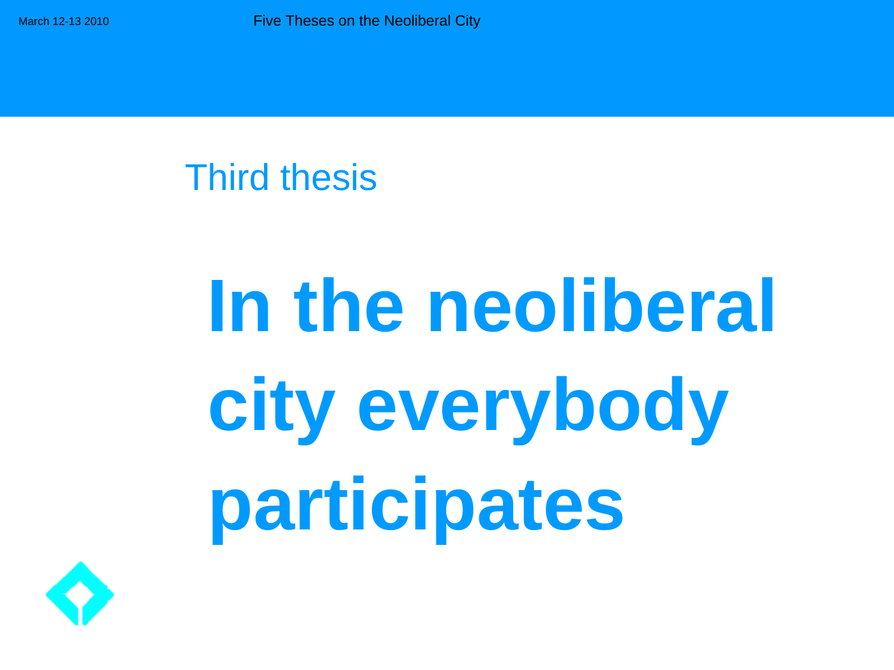## Third thesis

# In the neoliberal city everybody participates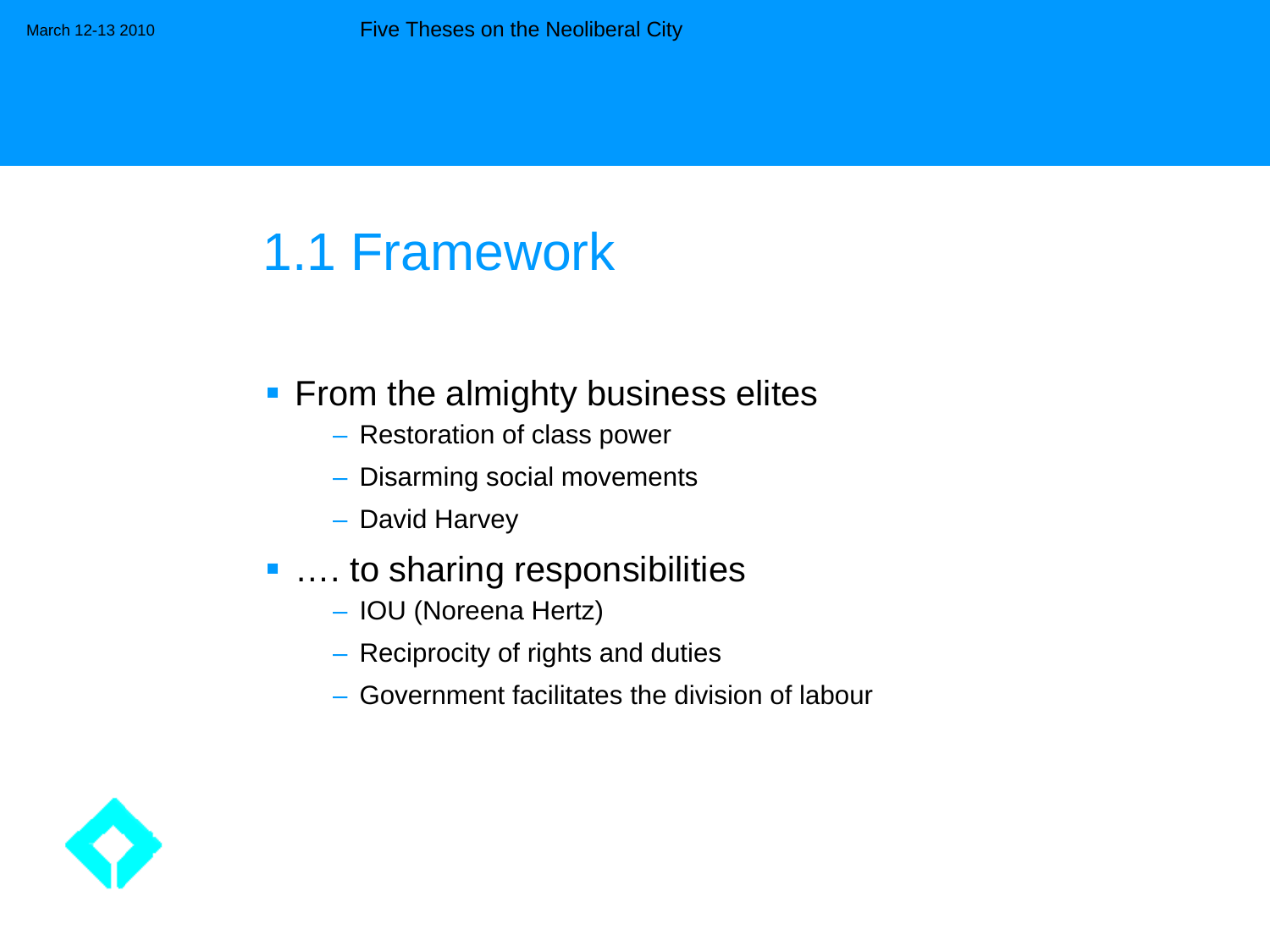# 1.1 Framework

- From the almighty business elites
  - Restoration of class power
  - Disarming social movements
  - David Harvey
- …. to sharing responsibilities
  - IOU (Noreena Hertz)
  - Reciprocity of rights and duties
  - Government facilitates the division of labour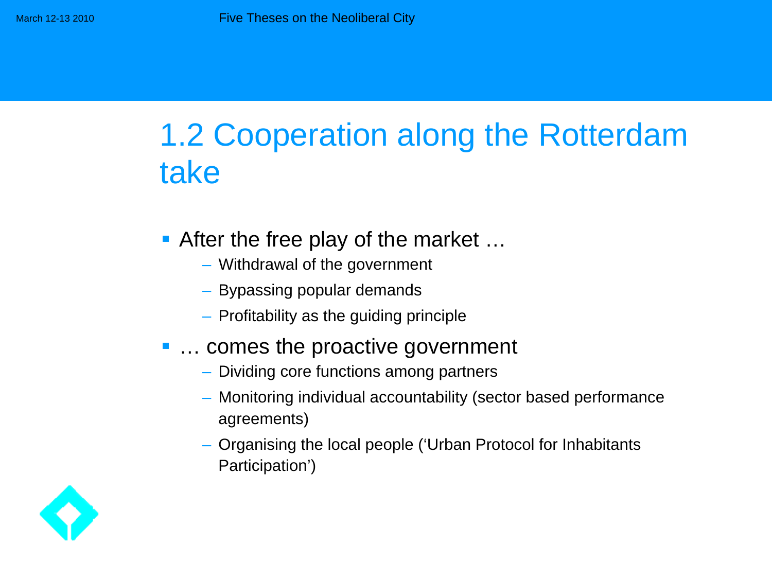## 1.2 Cooperation along the Rotterdam take

- After the free play of the market …
  - Withdrawal of the government
  - Bypassing popular demands
  - Profitability as the guiding principle
- … comes the proactive government
  - Dividing core functions among partners
  - Monitoring individual accountability (sector based performance agreements)
  - Organising the local people (‘Urban Protocol for Inhabitants Participation’)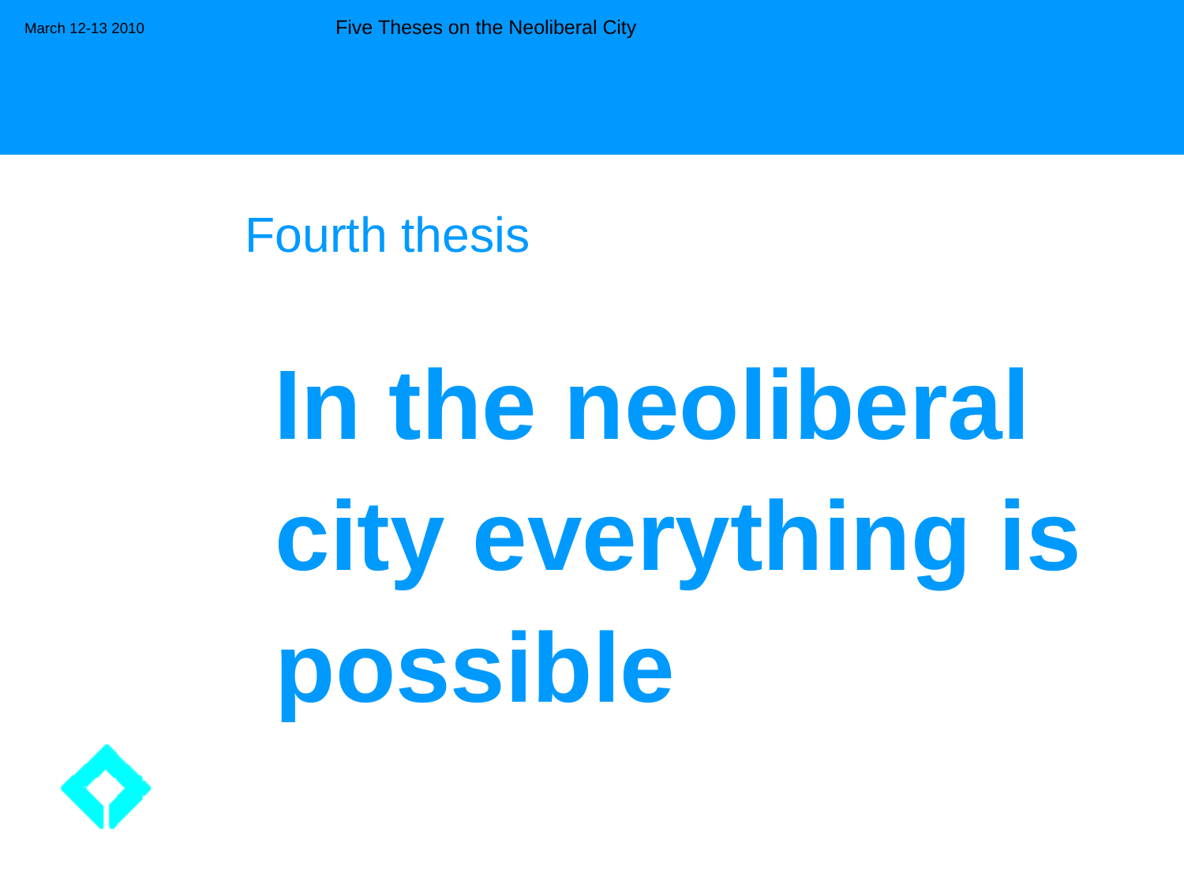## Fourth thesis

# In the neoliberal city everything is possible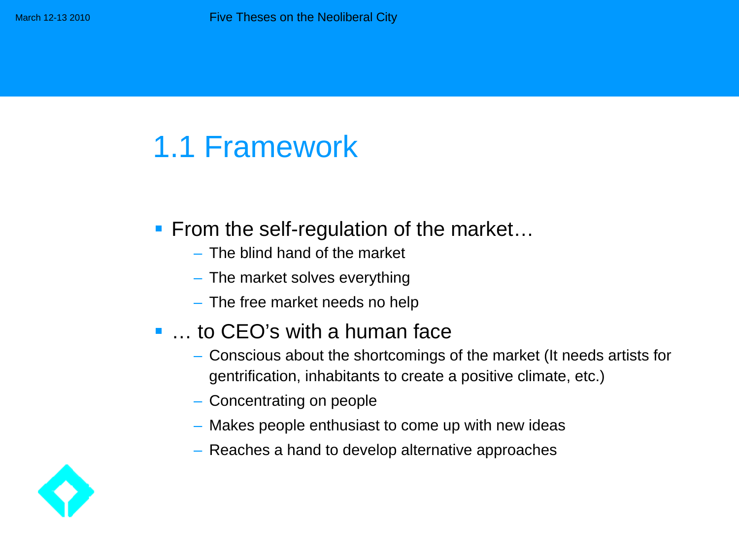## 1.1 Framework

- From the self-regulation of the market…
  - The blind hand of the market
  - The market solves everything
  - The free market needs no help
- … to CEO's with a human face
  - Conscious about the shortcomings of the market (It needs artists for gentrification, inhabitants to create a positive climate, etc.)
  - Concentrating on people
  - Makes people enthusiast to come up with new ideas
  - Reaches a hand to develop alternative approaches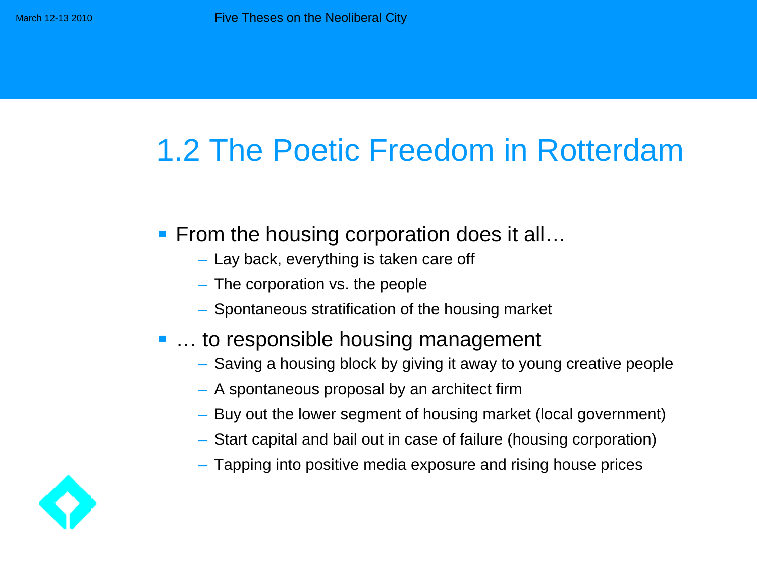## 1.2 The Poetic Freedom in Rotterdam

- From the housing corporation does it all…
  - Lay back, everything is taken care off
  - The corporation vs. the people
  - Spontaneous stratification of the housing market
- … to responsible housing management
  - Saving a housing block by giving it away to young creative people
  - A spontaneous proposal by an architect firm
  - Buy out the lower segment of housing market (local government)
  - Start capital and bail out in case of failure (housing corporation)
  - Tapping into positive media exposure and rising house prices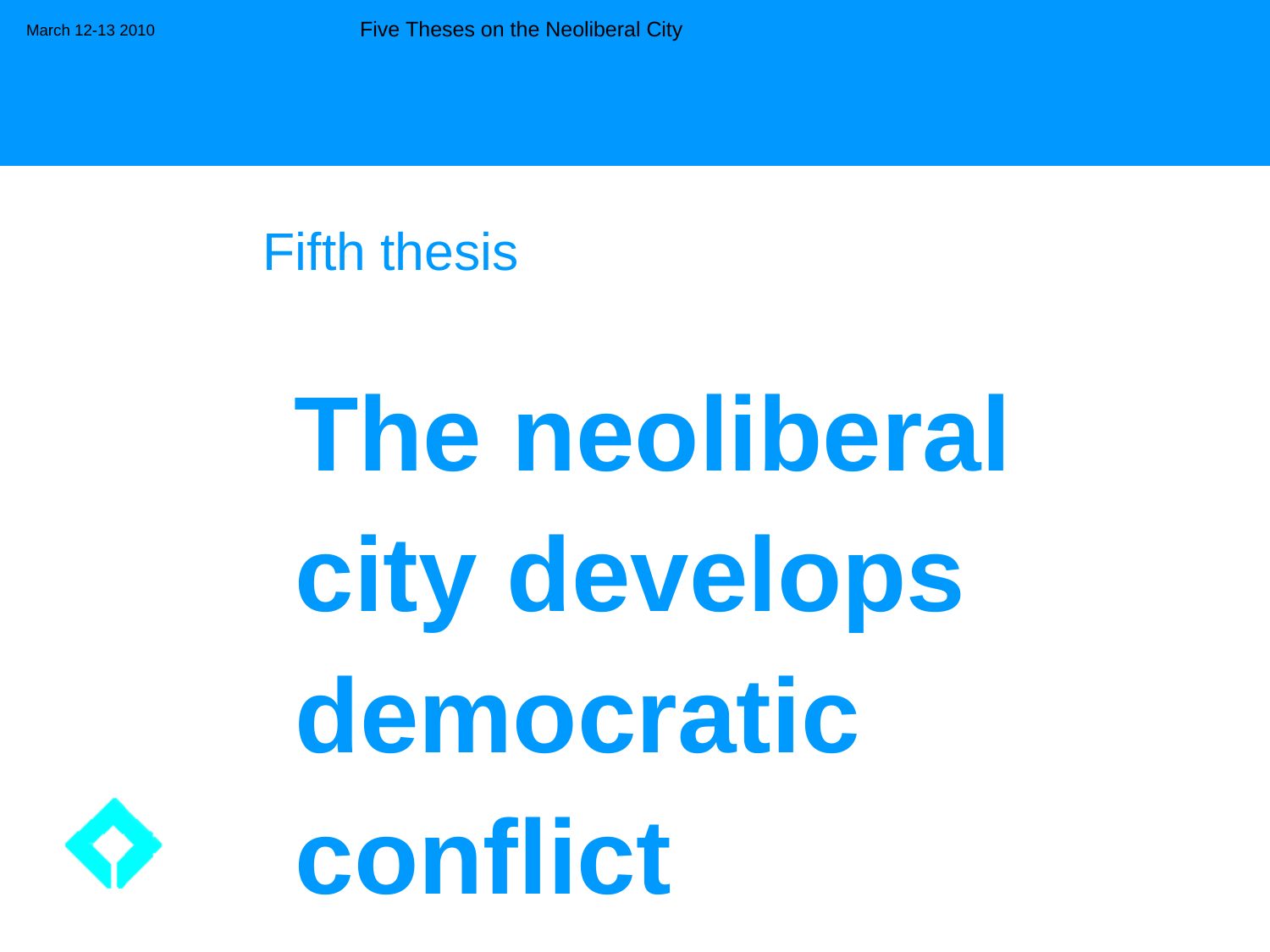## Fifth thesis

# The neoliberal city develops democratic conflict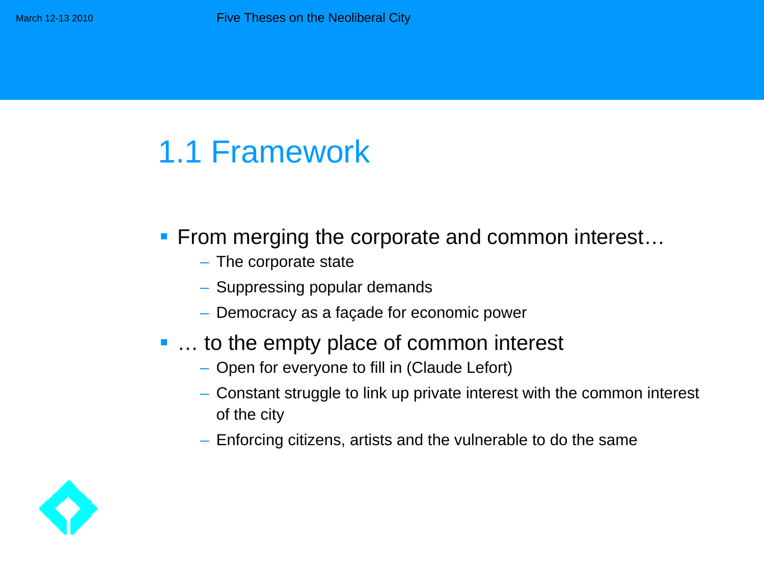# 1.1 Framework

- From merging the corporate and common interest…
  - The corporate state
  - Suppressing popular demands
  - Democracy as a façade for economic power
- … to the empty place of common interest
  - Open for everyone to fill in (Claude Lefort)
  - Constant struggle to link up private interest with the common interest of the city
  - Enforcing citizens, artists and the vulnerable to do the same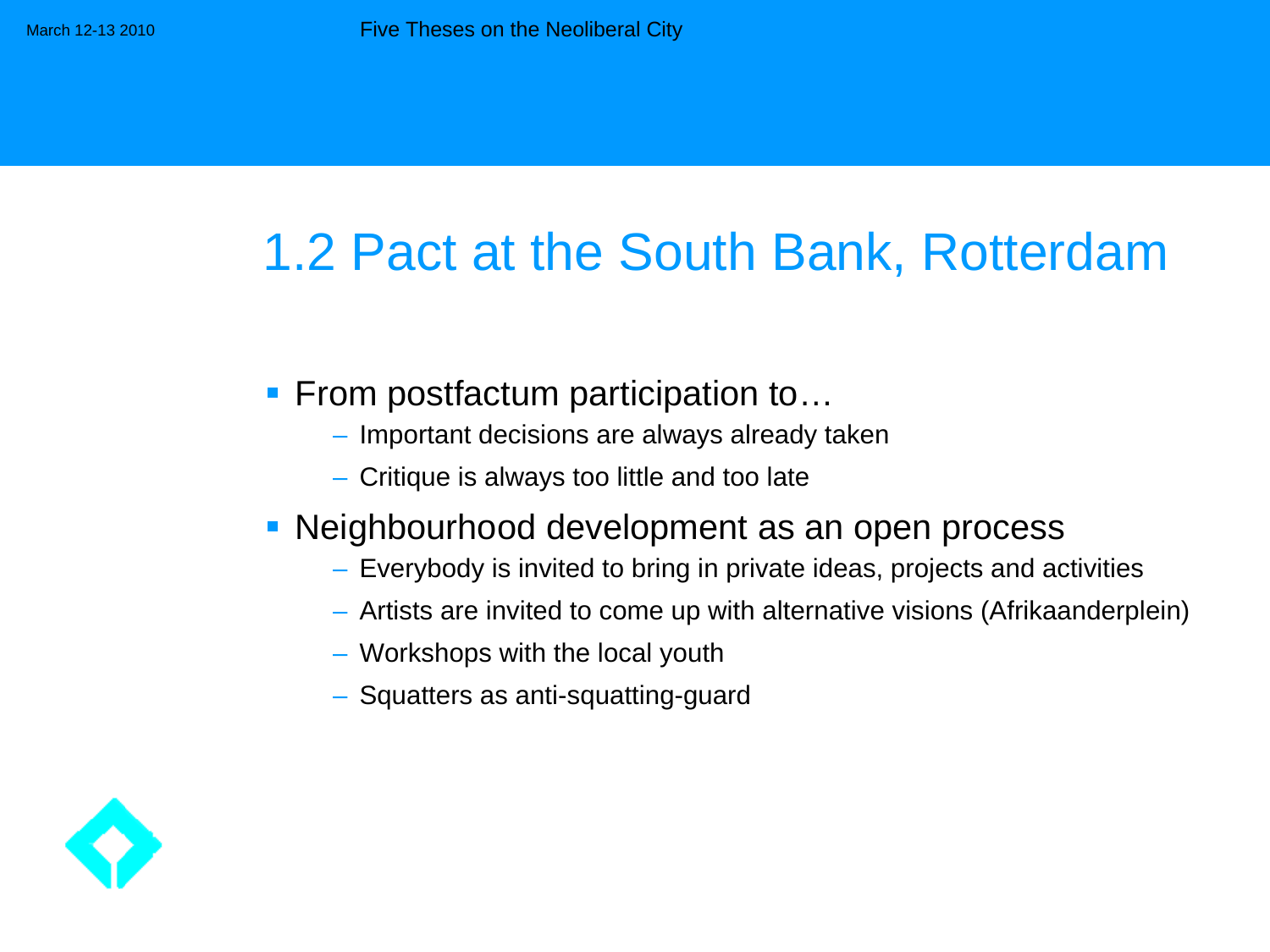# 1.2 Pact at the South Bank, Rotterdam

- From postfactum participation to…
  - Important decisions are always already taken
  - Critique is always too little and too late
- Neighbourhood development as an open process
  - Everybody is invited to bring in private ideas, projects and activities
  - Artists are invited to come up with alternative visions (Afrikaanderplein)
  - Workshops with the local youth
  - Squatters as anti-squatting-guard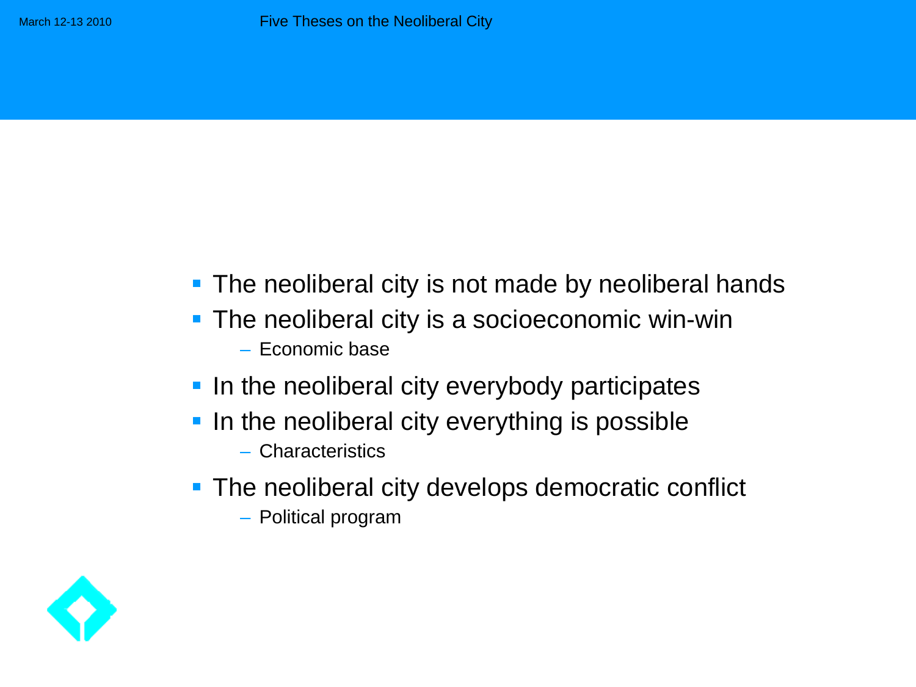- The neoliberal city is not made by neoliberal hands
- The neoliberal city is a socioeconomic win-win
  - Economic base
- In the neoliberal city everybody participates
- In the neoliberal city everything is possible
  - Characteristics
- The neoliberal city develops democratic conflict
  - Political program